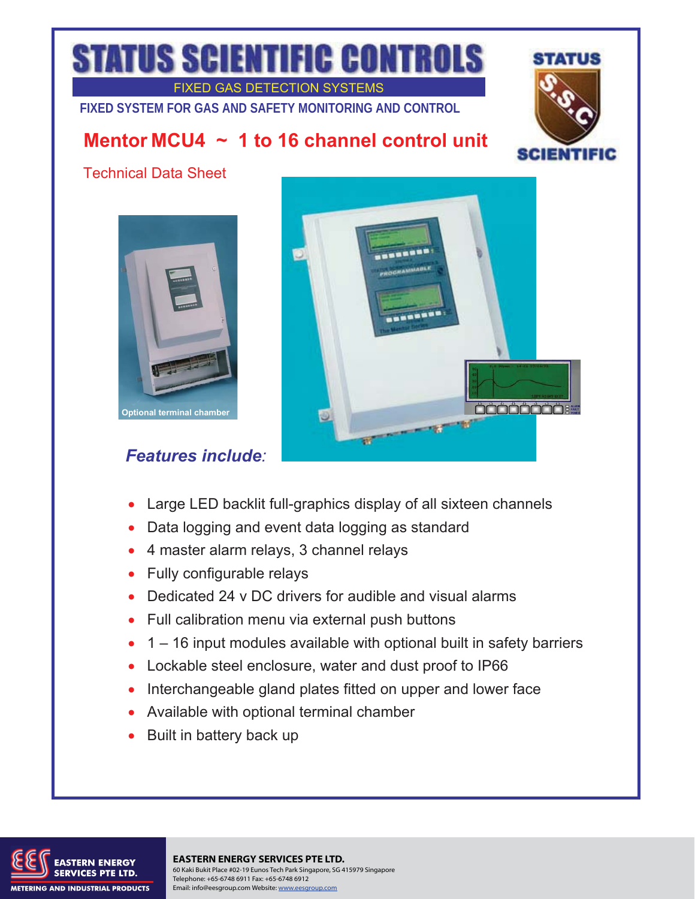# STATUS SCIENTIFIC CONTROLS

FIXED GAS DETECTION SYSTEMS

**FIXED SYSTEM FOR GAS AND SAFETY MONITORING AND CONTROL**

## Mentor MCU4 ~ 1 to 16 channel control unit

Technical Data Sheet

Optional terminal chamber

### *Features include:*

- Large LED backlit full-graphics display of all sixteen channels
- Data logging and event data logging as standard
- 4 master alarm relays, 3 channel relays
- Fully configurable relays
- Dedicated 24 v DC drivers for audible and visual alarms
- Full calibration menu via external push buttons
- 1 – 16 input modules available with optional built in safety barriers
- Lockable steel enclosure, water and dust proof to IP66
- Interchangeable gland plates fitted on upper and lower face
- Available with optional terminal chamber
- Built in battery back up

**EASTERN ENERGY SERVICES PTE LTD.**
60 Kaki Bukit Place #02-19 Eunos Tech Park Singapore, SG 415979 Singapore
Telephone: +65-6748 6911 Fax: +65-6748 6912
Email: info@eesgroup.com Website: www.eesgroup.com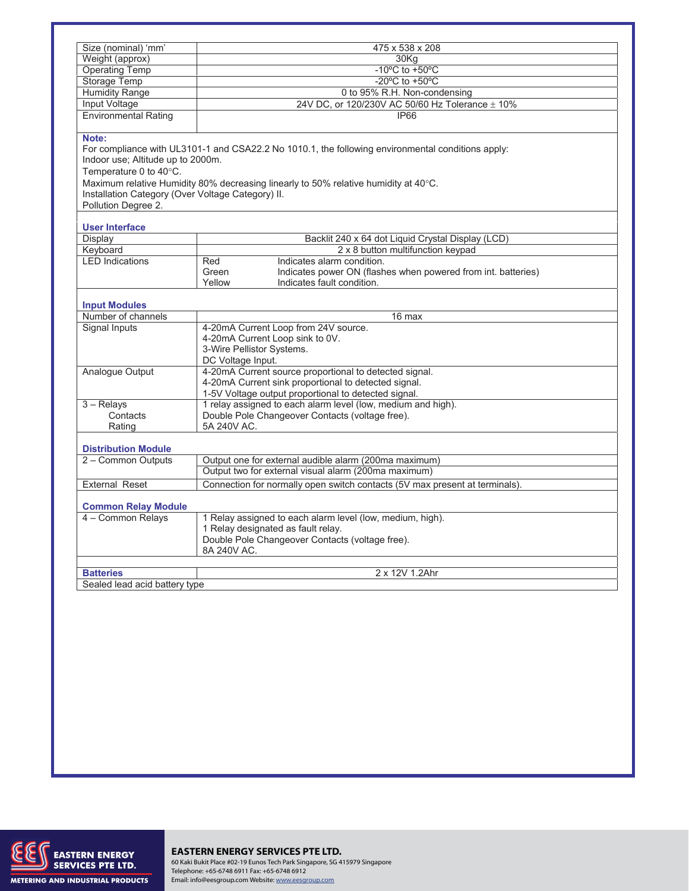| | |
|---|---|
| Size (nominal) 'mm' | 475 x 538 x 208 |
| Weight (approx) | 30Kg |
| Operating Temp | -10ºC to +50ºC |
| Storage Temp | -20ºC to +50ºC |
| Humidity Range | 0 to 95% R.H. Non-condensing |
| Input Voltage | 24V DC, or 120/230V AC 50/60 Hz Tolerance ± 10% |
| Environmental Rating | IP66 |

**Note:**
For compliance with UL3101-1 and CSA22.2 No 1010.1, the following environmental conditions apply:
Indoor use; Altitude up to 2000m.
Temperature 0 to 40°C.
Maximum relative Humidity 80% decreasing linearly to 50% relative humidity at 40°C.
Installation Category (Over Voltage Category) II.
Pollution Degree 2.

**User Interface**

| | |
|---|---|
| Display | Backlit 240 x 64 dot Liquid Crystal Display (LCD) |
| Keyboard | 2 x 8 button multifunction keypad |
| LED Indications | Red — Indicates alarm condition.<br>Green — Indicates power ON (flashes when powered from int. batteries)<br>Yellow — Indicates fault condition. |

**Input Modules**

| | |
|---|---|
| Number of channels | 16 max |
| Signal Inputs | 4-20mA Current Loop from 24V source.<br>4-20mA Current Loop sink to 0V.<br>3-Wire Pellistor Systems.<br>DC Voltage Input. |
| Analogue Output | 4-20mA Current source proportional to detected signal.<br>4-20mA Current sink proportional to detected signal.<br>1-5V Voltage output proportional to detected signal. |
| 3 – Relays<br>Contacts<br>Rating | 1 relay assigned to each alarm level (low, medium and high).<br>Double Pole Changeover Contacts (voltage free).<br>5A 240V AC. |

**Distribution Module**

| | |
|---|---|
| 2 – Common Outputs | Output one for external audible alarm (200ma maximum)<br>Output two for external visual alarm (200ma maximum) |
| External Reset | Connection for normally open switch contacts (5V max present at terminals). |

**Common Relay Module**

| | |
|---|---|
| 4 – Common Relays | 1 Relay assigned to each alarm level (low, medium, high).<br>1 Relay designated as fault relay.<br>Double Pole Changeover Contacts (voltage free).<br>8A 240V AC. |

| | |
|---|---|
| **Batteries** | 2 x 12V 1.2Ahr |
| Sealed lead acid battery type | |

**EASTERN ENERGY SERVICES PTE LTD.**
60 Kaki Bukit Place #02-19 Eunos Tech Park Singapore, SG 415979 Singapore
Telephone: +65-6748 6911 Fax: +65-6748 6912
Email: info@eesgroup.com Website: www.eesgroup.com